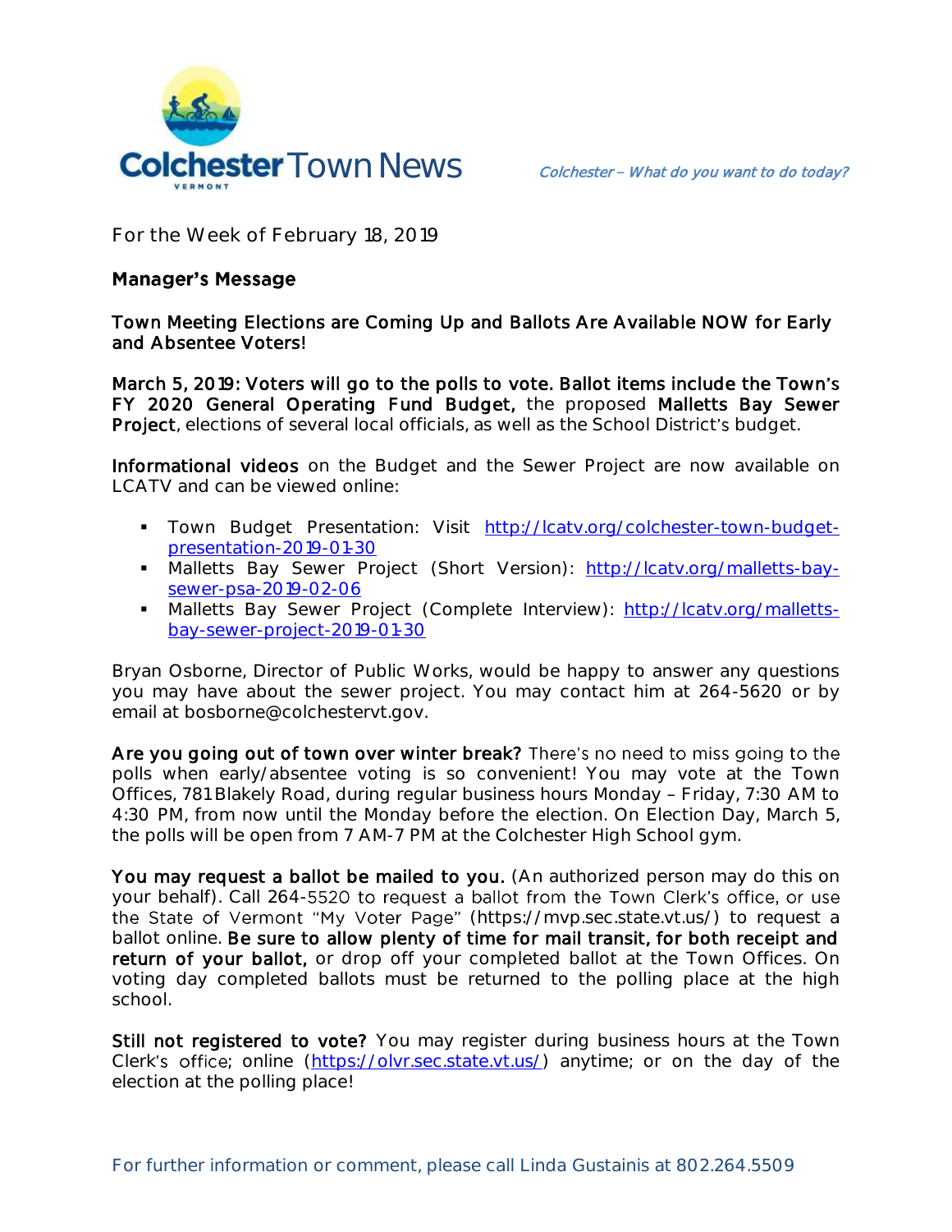# Colchester Town News

*Colchester – What do you want to do today?*

For the Week of February 18, 2019

## Manager's Message

### Town Meeting Elections are Coming Up and Ballots Are Available NOW for Early and Absentee Voters!

**March 5, 2019: Voters will go to the polls to vote. Ballot items include the Town's FY 2020 General Operating Fund Budget,** the proposed **Malletts Bay Sewer Project**, elections of several local officials, as well as the School District's budget.

**Informational videos** on the Budget and the Sewer Project are now available on LCATV and can be viewed online:

- Town Budget Presentation: Visit [http://lcatv.org/colchester-town-budget-presentation-2019-01-30](http://lcatv.org/colchester-town-budget-presentation-2019-01-30)
- Malletts Bay Sewer Project (Short Version): [http://lcatv.org/malletts-bay-sewer-psa-2019-02-06](http://lcatv.org/malletts-bay-sewer-psa-2019-02-06)
- Malletts Bay Sewer Project (Complete Interview): [http://lcatv.org/malletts-bay-sewer-project-2019-01-30](http://lcatv.org/malletts-bay-sewer-project-2019-01-30)

Bryan Osborne, Director of Public Works, would be happy to answer any questions you may have about the sewer project. You may contact him at 264-5620 or by email at bosborne@colchestervt.gov.

**Are you going out of town over winter break?** There's no need to miss going to the polls when early/absentee voting is so convenient! You may vote at the Town Offices, 781 Blakely Road, during regular business hours Monday – Friday, 7:30 AM to 4:30 PM, from now until the Monday before the election. On Election Day, March 5, the polls will be open from 7 AM-7 PM at the Colchester High School gym.

**You may request a ballot be mailed to you.** (An authorized person may do this on your behalf). Call 264-5520 to request a ballot from the Town Clerk's office, or use the State of Vermont "My Voter Page" (https://mvp.sec.state.vt.us/) to request a ballot online. **Be sure to allow plenty of time for mail transit, for both receipt and return of your ballot,** or drop off your completed ballot at the Town Offices. On voting day completed ballots must be returned to the polling place at the high school.

**Still not registered to vote?** You may register during business hours at the Town Clerk's office; online ([https://olvr.sec.state.vt.us/](https://olvr.sec.state.vt.us/)) anytime; or on the day of the election at the polling place!

For further information or comment, please call Linda Gustainis at 802.264.5509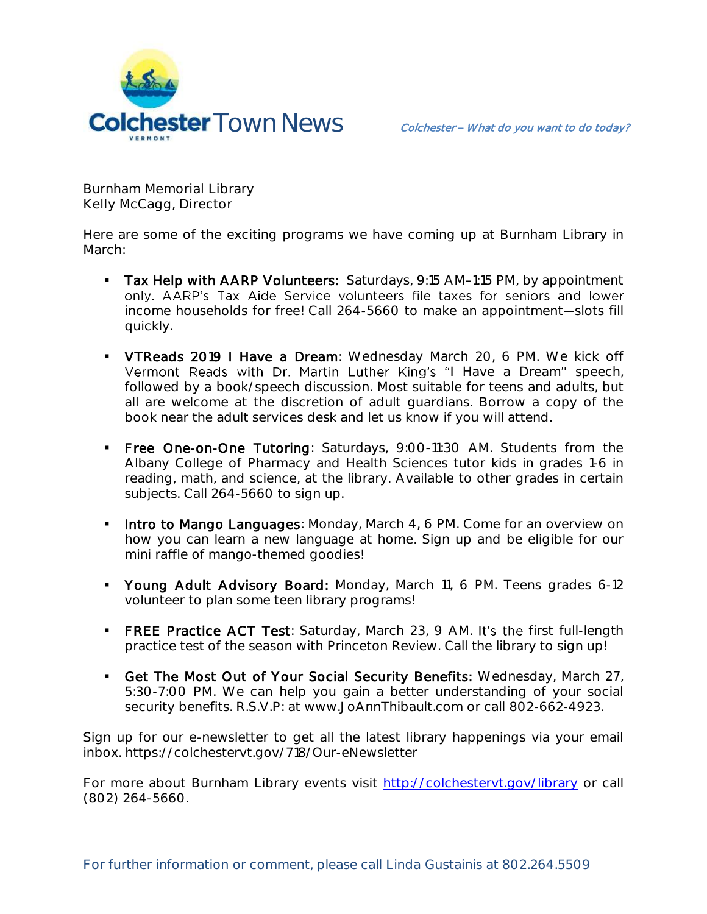Burnham Memorial Library
Kelly McCagg, Director

Here are some of the exciting programs we have coming up at Burnham Library in March:

- **Tax Help with AARP Volunteers:** Saturdays, 9:15 AM–1:15 PM, by appointment only. AARP's Tax Aide Service volunteers file taxes for seniors and lower income households for free! Call 264-5660 to make an appointment—slots fill quickly.

- **VTReads 2019 I Have a Dream**: Wednesday March 20, 6 PM. We kick off Vermont Reads with Dr. Martin Luther King's "I Have a Dream" speech, followed by a book/speech discussion. Most suitable for teens and adults, but all are welcome at the discretion of adult guardians. Borrow a copy of the book near the adult services desk and let us know if you will attend.

- **Free One-on-One Tutoring**: Saturdays, 9:00-11:30 AM. Students from the Albany College of Pharmacy and Health Sciences tutor kids in grades 1-6 in reading, math, and science, at the library. Available to other grades in certain subjects. Call 264-5660 to sign up.

- **Intro to Mango Languages**: Monday, March 4, 6 PM. Come for an overview on how you can learn a new language at home. Sign up and be eligible for our mini raffle of mango-themed goodies!

- **Young Adult Advisory Board:** Monday, March 11, 6 PM. Teens grades 6-12 volunteer to plan some teen library programs!

- **FREE Practice ACT Test**: Saturday, March 23, 9 AM. It's the first full-length practice test of the season with Princeton Review. Call the library to sign up!

- **Get The Most Out of Your Social Security Benefits:** Wednesday, March 27, 5:30-7:00 PM. We can help you gain a better understanding of your social security benefits. R.S.V.P: at www.JoAnnThibault.com or call 802-662-4923.

Sign up for our e-newsletter to get all the latest library happenings via your email inbox. https://colchestervt.gov/718/Our-eNewsletter

For more about Burnham Library events visit [http://colchestervt.gov/library](http://colchestervt.gov/library) or call (802) 264-5660.

For further information or comment, please call Linda Gustainis at 802.264.5509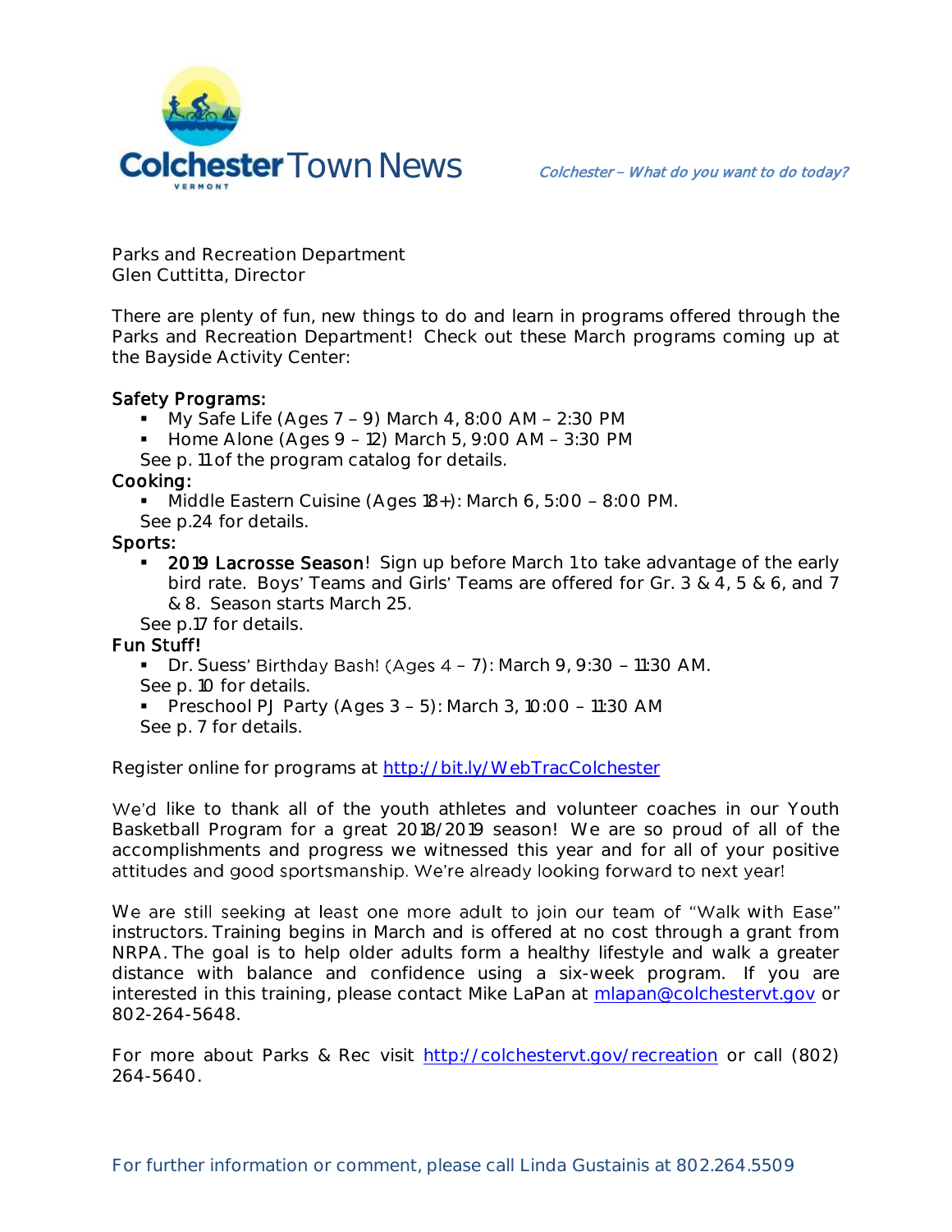Colchester Town News

*Colchester – What do you want to do today?*

Parks and Recreation Department
Glen Cuttitta, Director

There are plenty of fun, new things to do and learn in programs offered through the Parks and Recreation Department! Check out these March programs coming up at the Bayside Activity Center:

**Safety Programs:**

- My Safe Life (Ages 7 – 9) March 4, 8:00 AM – 2:30 PM
- Home Alone (Ages 9 – 12) March 5, 9:00 AM – 3:30 PM

See p. 11 of the program catalog for details.

**Cooking:**

- Middle Eastern Cuisine (Ages 18+): March 6, 5:00 – 8:00 PM.

See p.24 for details.

**Sports:**

- **2019 Lacrosse Season**! Sign up before March 1 to take advantage of the early bird rate. Boys' Teams and Girls' Teams are offered for Gr. 3 & 4, 5 & 6, and 7 & 8. Season starts March 25.

See p.17 for details.

**Fun Stuff!**

- Dr. Suess' Birthday Bash! (Ages 4 – 7): March 9, 9:30 – 11:30 AM.

See p. 10 for details.

- Preschool PJ Party (Ages 3 – 5): March 3, 10:00 – 11:30 AM

See p. 7 for details.

Register online for programs at http://bit.ly/WebTracColchester

We'd like to thank all of the youth athletes and volunteer coaches in our Youth Basketball Program for a great 2018/2019 season! We are so proud of all of the accomplishments and progress we witnessed this year and for all of your positive attitudes and good sportsmanship. We're already looking forward to next year!

We are still seeking at least one more adult to join our team of "Walk with Ease" instructors. Training begins in March and is offered at no cost through a grant from NRPA. The goal is to help older adults form a healthy lifestyle and walk a greater distance with balance and confidence using a six-week program. If you are interested in this training, please contact Mike LaPan at mlapan@colchestervt.gov or 802-264-5648.

For more about Parks & Rec visit http://colchestervt.gov/recreation or call (802) 264-5640.

For further information or comment, please call Linda Gustainis at 802.264.5509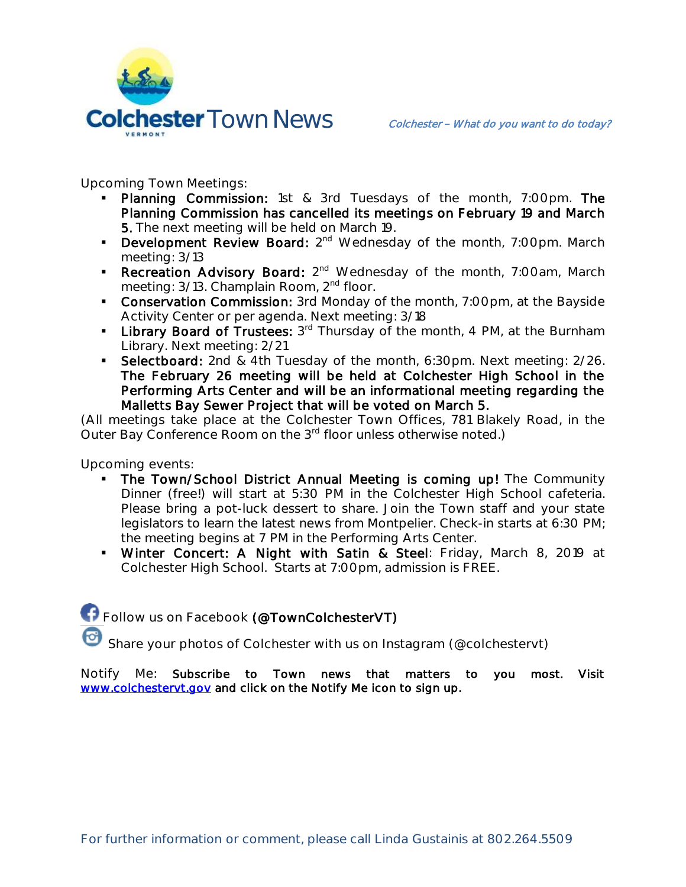# Colchester Town News

VERMONT

*Colchester – What do you want to do today?*

Upcoming Town Meetings:

- **Planning Commission:** 1st & 3rd Tuesdays of the month, 7:00pm. **The Planning Commission has cancelled its meetings on February 19 and March 5.** The next meeting will be held on March 19.
- **Development Review Board:** 2nd Wednesday of the month, 7:00pm. March meeting: 3/13
- **Recreation Advisory Board:** 2nd Wednesday of the month, 7:00am, March meeting: 3/13. Champlain Room, 2nd floor.
- **Conservation Commission:** 3rd Monday of the month, 7:00pm, at the Bayside Activity Center or per agenda. Next meeting: 3/18
- **Library Board of Trustees:** 3rd Thursday of the month, 4 PM, at the Burnham Library. Next meeting: 2/21
- **Selectboard:** 2nd & 4th Tuesday of the month, 6:30pm. Next meeting: 2/26. **The February 26 meeting will be held at Colchester High School in the Performing Arts Center and will be an informational meeting regarding the Malletts Bay Sewer Project that will be voted on March 5.**

(All meetings take place at the Colchester Town Offices, 781 Blakely Road, in the Outer Bay Conference Room on the 3rd floor unless otherwise noted.)

Upcoming events:

- **The Town/School District Annual Meeting is coming up!** The Community Dinner (free!) will start at 5:30 PM in the Colchester High School cafeteria. Please bring a pot-luck dessert to share. Join the Town staff and your state legislators to learn the latest news from Montpelier. Check-in starts at 6:30 PM; the meeting begins at 7 PM in the Performing Arts Center.
- **Winter Concert: A Night with Satin & Steel**: Friday, March 8, 2019 at Colchester High School. Starts at 7:00pm, admission is FREE.

Follow us on Facebook **(@TownColchesterVT)**

Share your photos of Colchester with us on Instagram (@colchestervt)

Notify Me: **Subscribe to Town news that matters to you most. Visit [www.colchestervt.gov](http://www.colchestervt.gov) and click on the Notify Me icon to sign up.**

For further information or comment, please call Linda Gustainis at 802.264.5509